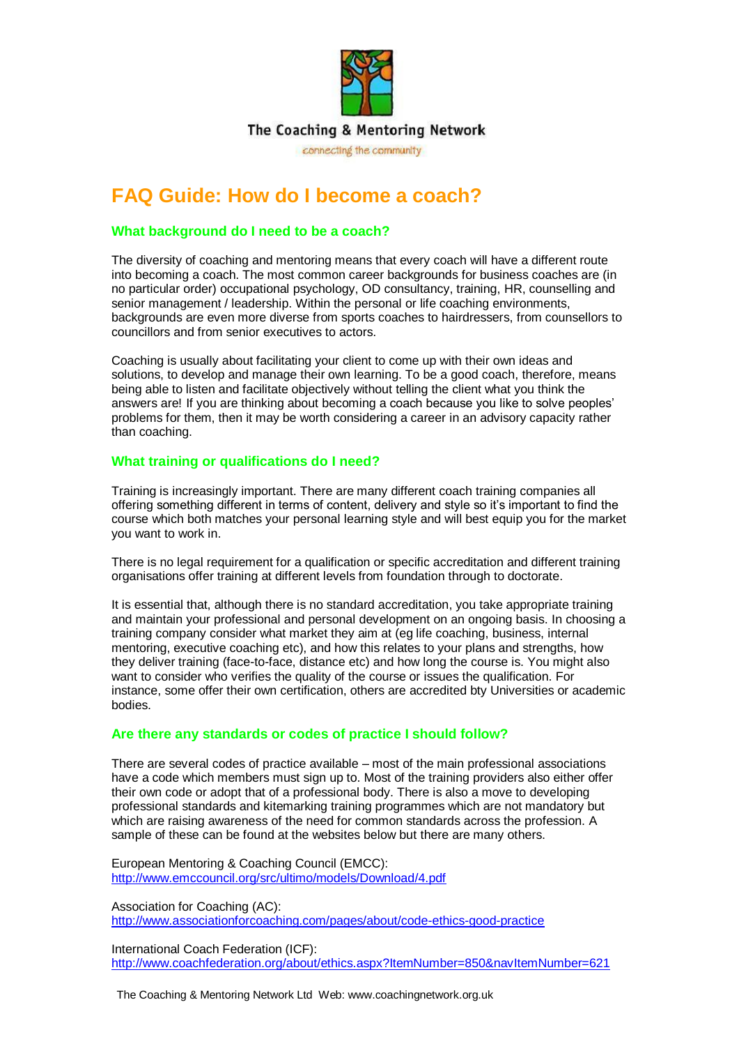The Coaching & Mentoring Network

connecting the community

# FAQ Guide: How do I become a coach?

## What background do I need to be a coach?

The diversity of coaching and mentoring means that every coach will have a different route into becoming a coach. The most common career backgrounds for business coaches are (in no particular order) occupational psychology, OD consultancy, training, HR, counselling and senior management / leadership. Within the personal or life coaching environments, backgrounds are even more diverse from sports coaches to hairdressers, from counsellors to councillors and from senior executives to actors.

Coaching is usually about facilitating your client to come up with their own ideas and solutions, to develop and manage their own learning. To be a good coach, therefore, means being able to listen and facilitate objectively without telling the client what you think the answers are! If you are thinking about becoming a coach because you like to solve peoples' problems for them, then it may be worth considering a career in an advisory capacity rather than coaching.

## What training or qualifications do I need?

Training is increasingly important. There are many different coach training companies all offering something different in terms of content, delivery and style so it's important to find the course which both matches your personal learning style and will best equip you for the market you want to work in.

There is no legal requirement for a qualification or specific accreditation and different training organisations offer training at different levels from foundation through to doctorate.

It is essential that, although there is no standard accreditation, you take appropriate training and maintain your professional and personal development on an ongoing basis. In choosing a training company consider what market they aim at (eg life coaching, business, internal mentoring, executive coaching etc), and how this relates to your plans and strengths, how they deliver training (face-to-face, distance etc) and how long the course is. You might also want to consider who verifies the quality of the course or issues the qualification. For instance, some offer their own certification, others are accredited bty Universities or academic bodies.

## Are there any standards or codes of practice I should follow?

There are several codes of practice available – most of the main professional associations have a code which members must sign up to. Most of the training providers also either offer their own code or adopt that of a professional body. There is also a move to developing professional standards and kitemarking training programmes which are not mandatory but which are raising awareness of the need for common standards across the profession. A sample of these can be found at the websites below but there are many others.

European Mentoring & Coaching Council (EMCC):
http://www.emccouncil.org/src/ultimo/models/Download/4.pdf

Association for Coaching (AC):
http://www.associationforcoaching.com/pages/about/code-ethics-good-practice

International Coach Federation (ICF):
http://www.coachfederation.org/about/ethics.aspx?ItemNumber=850&navItemNumber=621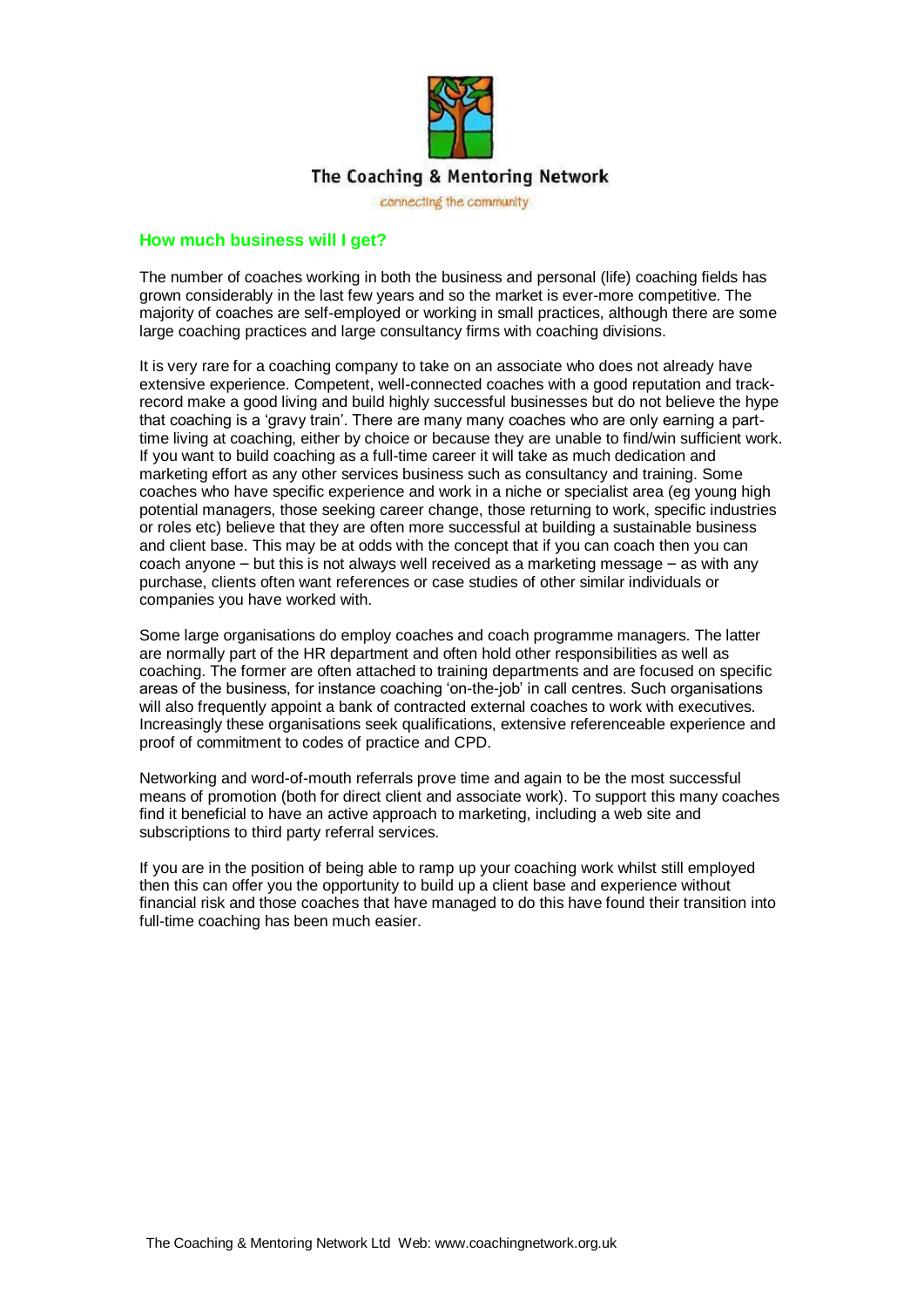## How much business will I get?

The number of coaches working in both the business and personal (life) coaching fields has grown considerably in the last few years and so the market is ever-more competitive. The majority of coaches are self-employed or working in small practices, although there are some large coaching practices and large consultancy firms with coaching divisions.

It is very rare for a coaching company to take on an associate who does not already have extensive experience. Competent, well-connected coaches with a good reputation and track-record make a good living and build highly successful businesses but do not believe the hype that coaching is a 'gravy train'. There are many many coaches who are only earning a part-time living at coaching, either by choice or because they are unable to find/win sufficient work. If you want to build coaching as a full-time career it will take as much dedication and marketing effort as any other services business such as consultancy and training. Some coaches who have specific experience and work in a niche or specialist area (eg young high potential managers, those seeking career change, those returning to work, specific industries or roles etc) believe that they are often more successful at building a sustainable business and client base. This may be at odds with the concept that if you can coach then you can coach anyone – but this is not always well received as a marketing message – as with any purchase, clients often want references or case studies of other similar individuals or companies you have worked with.

Some large organisations do employ coaches and coach programme managers. The latter are normally part of the HR department and often hold other responsibilities as well as coaching. The former are often attached to training departments and are focused on specific areas of the business, for instance coaching 'on-the-job' in call centres. Such organisations will also frequently appoint a bank of contracted external coaches to work with executives. Increasingly these organisations seek qualifications, extensive referenceable experience and proof of commitment to codes of practice and CPD.

Networking and word-of-mouth referrals prove time and again to be the most successful means of promotion (both for direct client and associate work). To support this many coaches find it beneficial to have an active approach to marketing, including a web site and subscriptions to third party referral services.

If you are in the position of being able to ramp up your coaching work whilst still employed then this can offer you the opportunity to build up a client base and experience without financial risk and those coaches that have managed to do this have found their transition into full-time coaching has been much easier.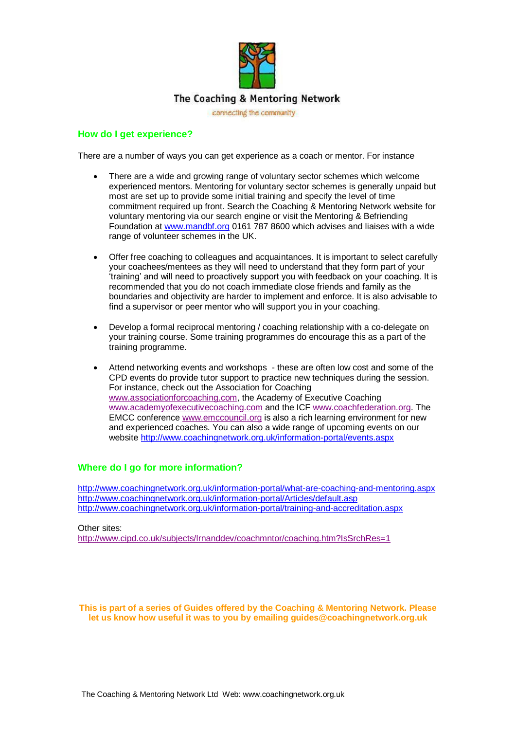The Coaching & Mentoring Network

connecting the community

## How do I get experience?

There are a number of ways you can get experience as a coach or mentor. For instance

- There are a wide and growing range of voluntary sector schemes which welcome experienced mentors. Mentoring for voluntary sector schemes is generally unpaid but most are set up to provide some initial training and specify the level of time commitment required up front. Search the Coaching & Mentoring Network website for voluntary mentoring via our search engine or visit the Mentoring & Befriending Foundation at www.mandbf.org 0161 787 8600 which advises and liaises with a wide range of volunteer schemes in the UK.

- Offer free coaching to colleagues and acquaintances. It is important to select carefully your coachees/mentees as they will need to understand that they form part of your 'training' and will need to proactively support you with feedback on your coaching. It is recommended that you do not coach immediate close friends and family as the boundaries and objectivity are harder to implement and enforce. It is also advisable to find a supervisor or peer mentor who will support you in your coaching.

- Develop a formal reciprocal mentoring / coaching relationship with a co-delegate on your training course. Some training programmes do encourage this as a part of the training programme.

- Attend networking events and workshops - these are often low cost and some of the CPD events do provide tutor support to practice new techniques during the session. For instance, check out the Association for Coaching www.associationforcoaching.com, the Academy of Executive Coaching www.academyofexecutivecoaching.com and the ICF www.coachfederation.org. The EMCC conference www.emccouncil.org is also a rich learning environment for new and experienced coaches. You can also a wide range of upcoming events on our website http://www.coachingnetwork.org.uk/information-portal/events.aspx

## Where do I go for more information?

http://www.coachingnetwork.org.uk/information-portal/what-are-coaching-and-mentoring.aspx
http://www.coachingnetwork.org.uk/information-portal/Articles/default.asp
http://www.coachingnetwork.org.uk/information-portal/training-and-accreditation.aspx

Other sites:
http://www.cipd.co.uk/subjects/lrnanddev/coachmntor/coaching.htm?IsSrchRes=1

**This is part of a series of Guides offered by the Coaching & Mentoring Network. Please let us know how useful it was to you by emailing guides@coachingnetwork.org.uk**

The Coaching & Mentoring Network Ltd Web: www.coachingnetwork.org.uk